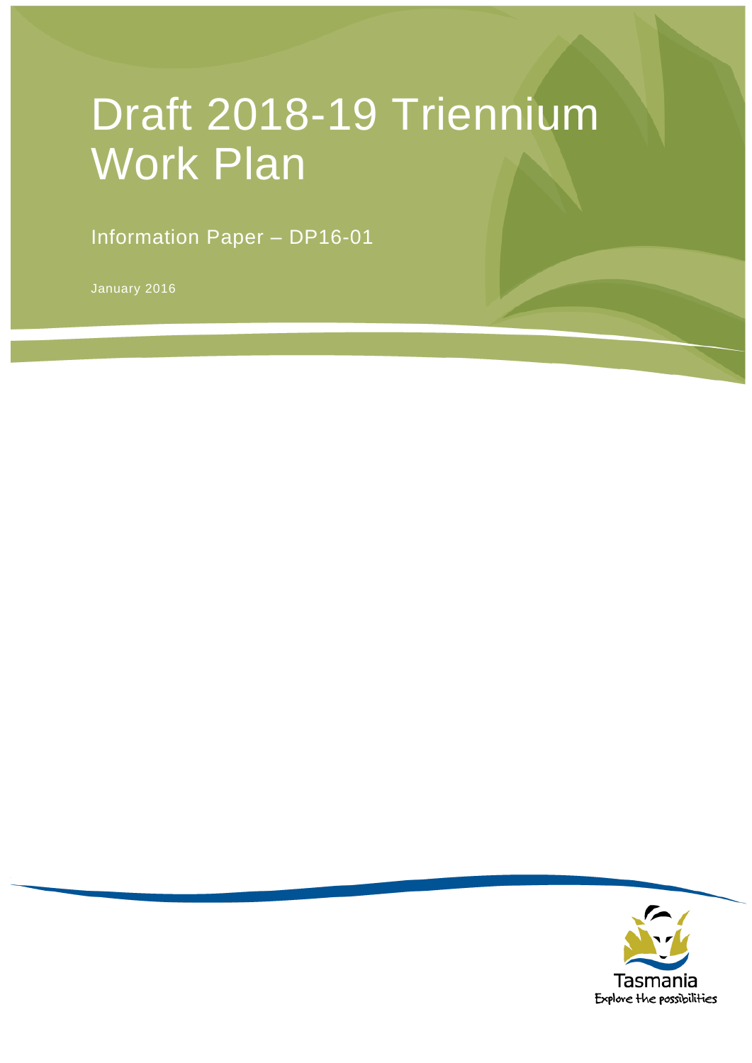# Draft 2018-19 Triennium Work Plan

## Information Paper – DP16-01

January 2016

Tasmania
Explore the possibilities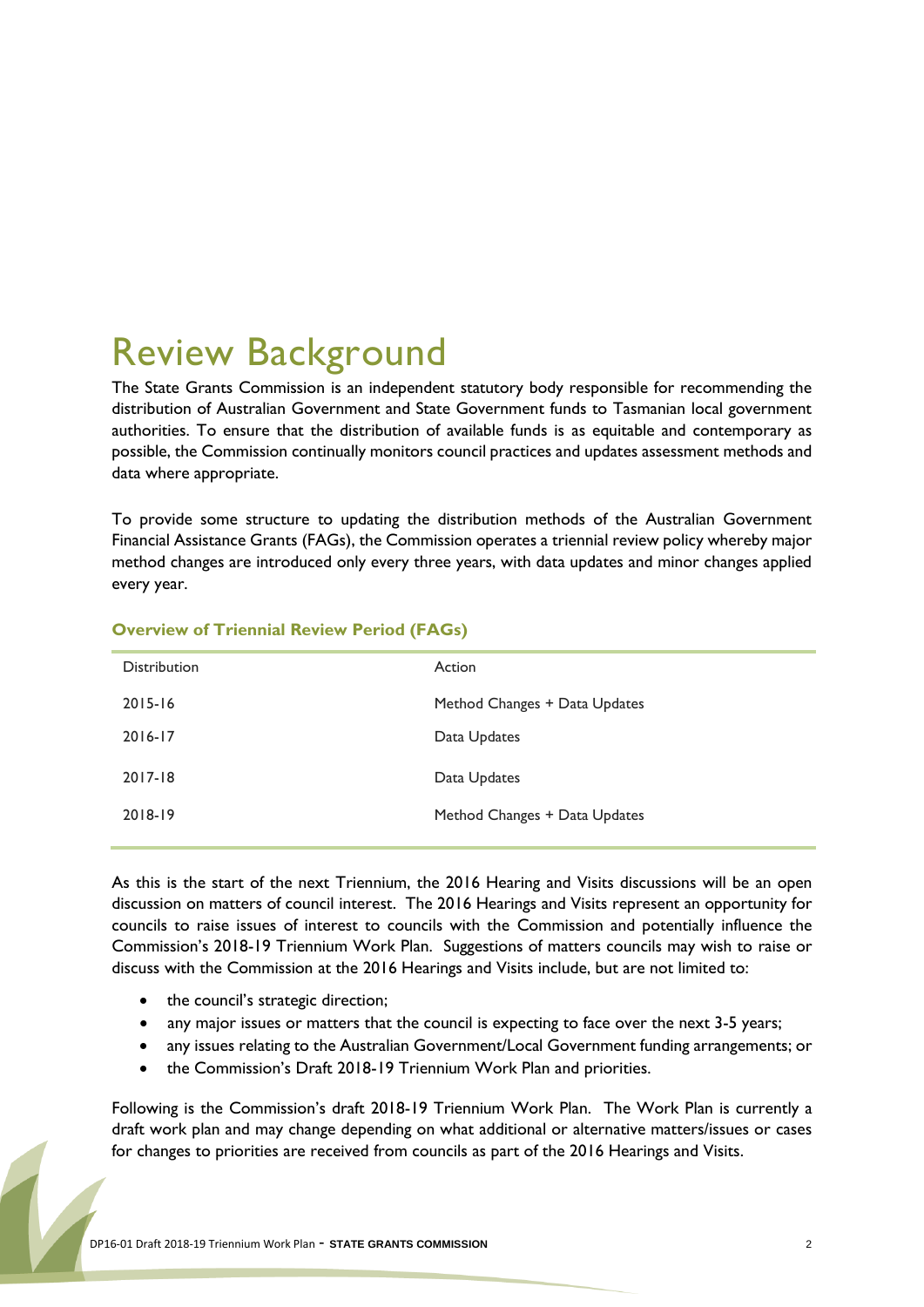# Review Background

The State Grants Commission is an independent statutory body responsible for recommending the distribution of Australian Government and State Government funds to Tasmanian local government authorities. To ensure that the distribution of available funds is as equitable and contemporary as possible, the Commission continually monitors council practices and updates assessment methods and data where appropriate.

To provide some structure to updating the distribution methods of the Australian Government Financial Assistance Grants (FAGs), the Commission operates a triennial review policy whereby major method changes are introduced only every three years, with data updates and minor changes applied every year.

**Overview of Triennial Review Period (FAGs)**

| Distribution | Action |
|---|---|
| 2015-16 | Method Changes + Data Updates |
| 2016-17 | Data Updates |
| 2017-18 | Data Updates |
| 2018-19 | Method Changes + Data Updates |

As this is the start of the next Triennium, the 2016 Hearing and Visits discussions will be an open discussion on matters of council interest. The 2016 Hearings and Visits represent an opportunity for councils to raise issues of interest to councils with the Commission and potentially influence the Commission's 2018-19 Triennium Work Plan. Suggestions of matters councils may wish to raise or discuss with the Commission at the 2016 Hearings and Visits include, but are not limited to:

- the council's strategic direction;
- any major issues or matters that the council is expecting to face over the next 3-5 years;
- any issues relating to the Australian Government/Local Government funding arrangements; or
- the Commission's Draft 2018-19 Triennium Work Plan and priorities.

Following is the Commission's draft 2018-19 Triennium Work Plan. The Work Plan is currently a draft work plan and may change depending on what additional or alternative matters/issues or cases for changes to priorities are received from councils as part of the 2016 Hearings and Visits.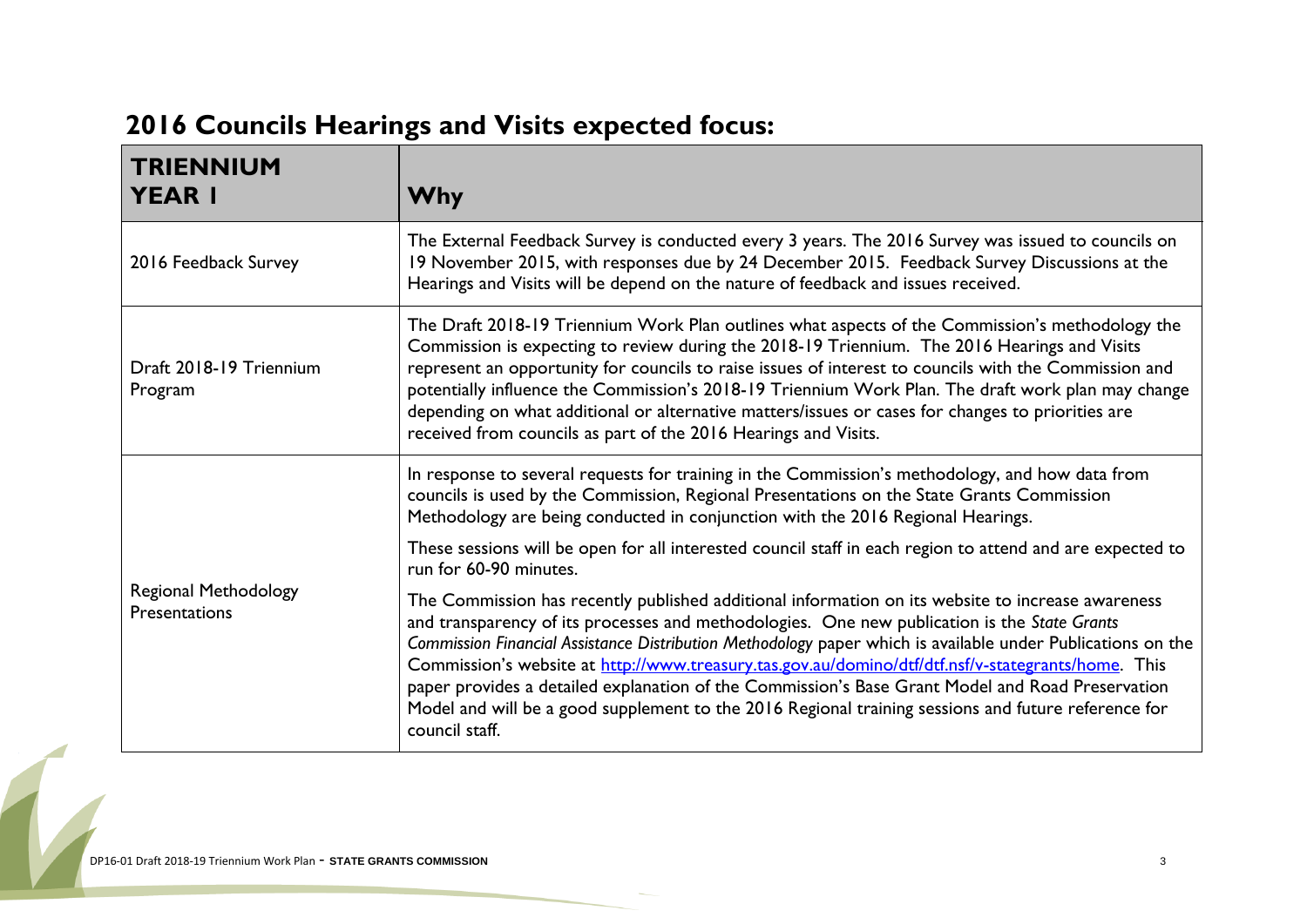## 2016 Councils Hearings and Visits expected focus:

| TRIENNIUM YEAR 1 | Why |
|---|---|
| 2016 Feedback Survey | The External Feedback Survey is conducted every 3 years. The 2016 Survey was issued to councils on 19 November 2015, with responses due by 24 December 2015. Feedback Survey Discussions at the Hearings and Visits will be depend on the nature of feedback and issues received. |
| Draft 2018-19 Triennium Program | The Draft 2018-19 Triennium Work Plan outlines what aspects of the Commission's methodology the Commission is expecting to review during the 2018-19 Triennium. The 2016 Hearings and Visits represent an opportunity for councils to raise issues of interest to councils with the Commission and potentially influence the Commission's 2018-19 Triennium Work Plan. The draft work plan may change depending on what additional or alternative matters/issues or cases for changes to priorities are received from councils as part of the 2016 Hearings and Visits. |
| Regional Methodology Presentations | In response to several requests for training in the Commission's methodology, and how data from councils is used by the Commission, Regional Presentations on the State Grants Commission Methodology are being conducted in conjunction with the 2016 Regional Hearings.<br><br>These sessions will be open for all interested council staff in each region to attend and are expected to run for 60-90 minutes.<br><br>The Commission has recently published additional information on its website to increase awareness and transparency of its processes and methodologies. One new publication is the *State Grants Commission Financial Assistance Distribution Methodology* paper which is available under Publications on the Commission's website at [http://www.treasury.tas.gov.au/domino/dtf/dtf.nsf/v-stategrants/home](http://www.treasury.tas.gov.au/domino/dtf/dtf.nsf/v-stategrants/home). This paper provides a detailed explanation of the Commission's Base Grant Model and Road Preservation Model and will be a good supplement to the 2016 Regional training sessions and future reference for council staff. |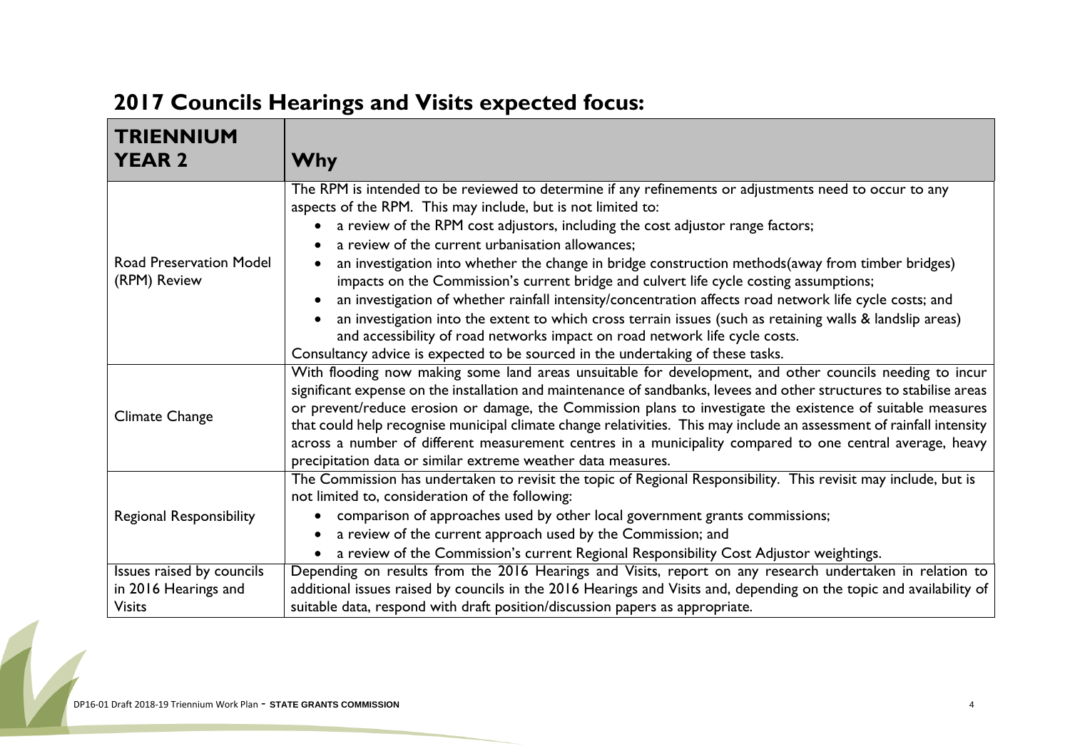## 2017 Councils Hearings and Visits expected focus:

| TRIENNIUM YEAR 2 | Why |
|---|---|
| Road Preservation Model (RPM) Review | The RPM is intended to be reviewed to determine if any refinements or adjustments need to occur to any aspects of the RPM. This may include, but is not limited to:<br>• a review of the RPM cost adjustors, including the cost adjustor range factors;<br>• a review of the current urbanisation allowances;<br>• an investigation into whether the change in bridge construction methods(away from timber bridges) impacts on the Commission's current bridge and culvert life cycle costing assumptions;<br>• an investigation of whether rainfall intensity/concentration affects road network life cycle costs; and<br>• an investigation into the extent to which cross terrain issues (such as retaining walls & landslip areas) and accessibility of road networks impact on road network life cycle costs.<br>Consultancy advice is expected to be sourced in the undertaking of these tasks. |
| Climate Change | With flooding now making some land areas unsuitable for development, and other councils needing to incur significant expense on the installation and maintenance of sandbanks, levees and other structures to stabilise areas or prevent/reduce erosion or damage, the Commission plans to investigate the existence of suitable measures that could help recognise municipal climate change relativities. This may include an assessment of rainfall intensity across a number of different measurement centres in a municipality compared to one central average, heavy precipitation data or similar extreme weather data measures. |
| Regional Responsibility | The Commission has undertaken to revisit the topic of Regional Responsibility. This revisit may include, but is not limited to, consideration of the following:<br>• comparison of approaches used by other local government grants commissions;<br>• a review of the current approach used by the Commission; and<br>• a review of the Commission's current Regional Responsibility Cost Adjustor weightings. |
| Issues raised by councils in 2016 Hearings and Visits | Depending on results from the 2016 Hearings and Visits, report on any research undertaken in relation to additional issues raised by councils in the 2016 Hearings and Visits and, depending on the topic and availability of suitable data, respond with draft position/discussion papers as appropriate. |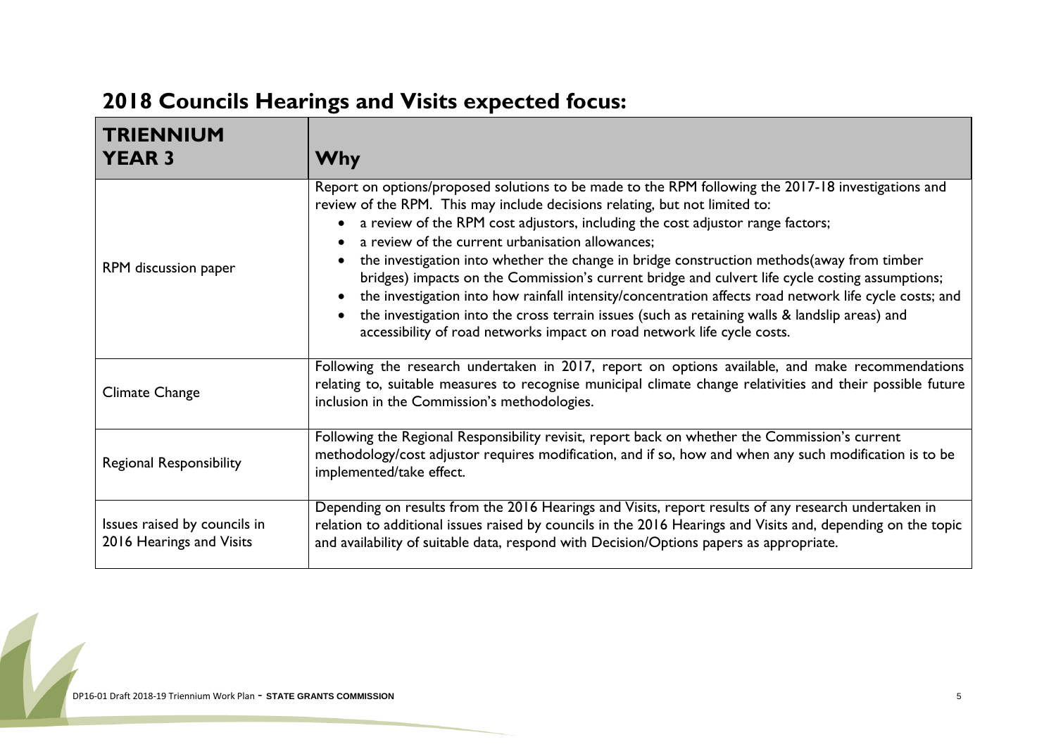## 2018 Councils Hearings and Visits expected focus:

| TRIENNIUM YEAR 3 | Why |
|---|---|
| RPM discussion paper | Report on options/proposed solutions to be made to the RPM following the 2017-18 investigations and review of the RPM. This may include decisions relating, but not limited to:<br>• a review of the RPM cost adjustors, including the cost adjustor range factors;<br>• a review of the current urbanisation allowances;<br>• the investigation into whether the change in bridge construction methods(away from timber bridges) impacts on the Commission's current bridge and culvert life cycle costing assumptions;<br>• the investigation into how rainfall intensity/concentration affects road network life cycle costs; and<br>• the investigation into the cross terrain issues (such as retaining walls & landslip areas) and accessibility of road networks impact on road network life cycle costs. |
| Climate Change | Following the research undertaken in 2017, report on options available, and make recommendations relating to, suitable measures to recognise municipal climate change relativities and their possible future inclusion in the Commission's methodologies. |
| Regional Responsibility | Following the Regional Responsibility revisit, report back on whether the Commission's current methodology/cost adjustor requires modification, and if so, how and when any such modification is to be implemented/take effect. |
| Issues raised by councils in 2016 Hearings and Visits | Depending on results from the 2016 Hearings and Visits, report results of any research undertaken in relation to additional issues raised by councils in the 2016 Hearings and Visits and, depending on the topic and availability of suitable data, respond with Decision/Options papers as appropriate. |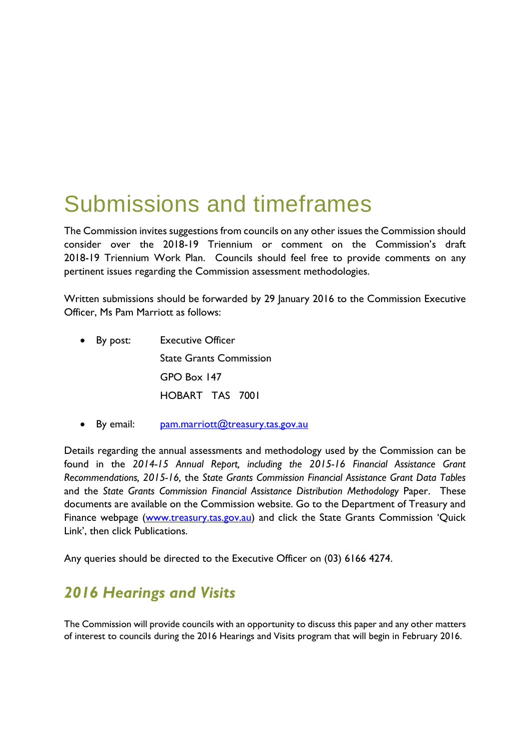# Submissions and timeframes

The Commission invites suggestions from councils on any other issues the Commission should consider over the 2018-19 Triennium or comment on the Commission's draft 2018-19 Triennium Work Plan. Councils should feel free to provide comments on any pertinent issues regarding the Commission assessment methodologies.

Written submissions should be forwarded by 29 January 2016 to the Commission Executive Officer, Ms Pam Marriott as follows:

- By post: Executive Officer
  State Grants Commission
  GPO Box 147
  HOBART TAS 7001

- By email: pam.marriott@treasury.tas.gov.au

Details regarding the annual assessments and methodology used by the Commission can be found in the *2014-15 Annual Report, including the 2015-16 Financial Assistance Grant Recommendations, 2015-16,* the *State Grants Commission Financial Assistance Grant Data Tables* and the *State Grants Commission Financial Assistance Distribution Methodology* Paper. These documents are available on the Commission website. Go to the Department of Treasury and Finance webpage (www.treasury.tas.gov.au) and click the State Grants Commission 'Quick Link', then click Publications.

Any queries should be directed to the Executive Officer on (03) 6166 4274.

## *2016 Hearings and Visits*

The Commission will provide councils with an opportunity to discuss this paper and any other matters of interest to councils during the 2016 Hearings and Visits program that will begin in February 2016.